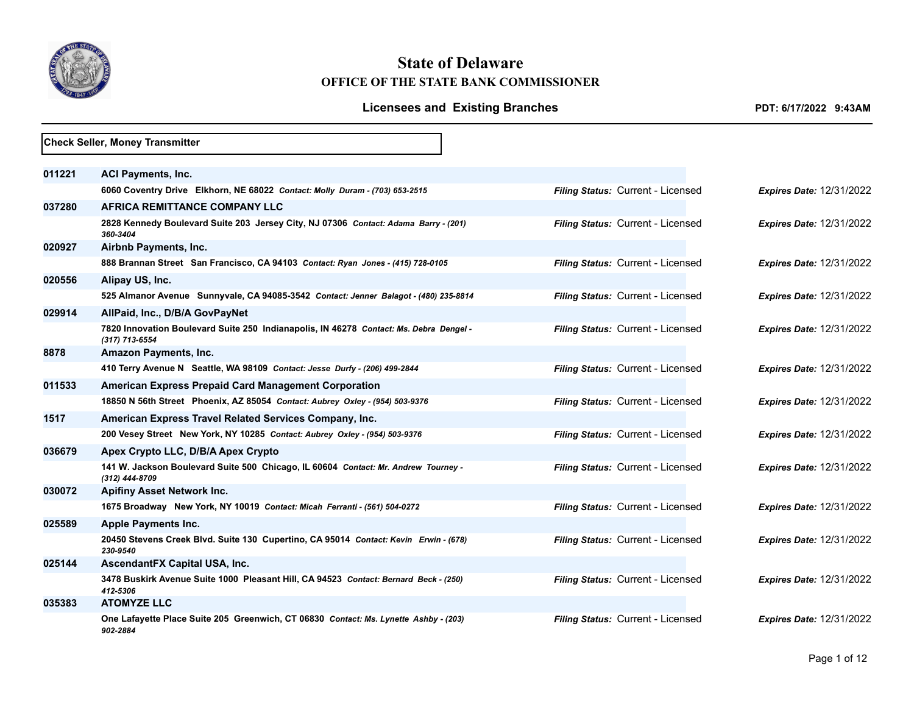# State of Delaware

## OFFICE OF THE STATE BANK COMMISSIONER

### Licensees and Existing Branches

**PDT: 6/17/2022 9:43AM**

**Check Seller, Money Transmitter**

| License No. | Licensee / Address | Filing Status | Expires Date |
|---|---|---|---|
| **011221** | **ACI Payments, Inc.**<br>**6060 Coventry Drive Elkhorn, NE 68022** *Contact: Molly Duram - (703) 653-2515* | *Filing Status:* Current - Licensed | *Expires Date:* 12/31/2022 |
| **037280** | **AFRICA REMITTANCE COMPANY LLC**<br>**2828 Kennedy Boulevard Suite 203 Jersey City, NJ 07306** *Contact: Adama Barry - (201) 360-3404* | *Filing Status:* Current - Licensed | *Expires Date:* 12/31/2022 |
| **020927** | **Airbnb Payments, Inc.**<br>**888 Brannan Street San Francisco, CA 94103** *Contact: Ryan Jones - (415) 728-0105* | *Filing Status:* Current - Licensed | *Expires Date:* 12/31/2022 |
| **020556** | **Alipay US, Inc.**<br>**525 Almanor Avenue Sunnyvale, CA 94085-3542** *Contact: Jenner Balagot - (480) 235-8814* | *Filing Status:* Current - Licensed | *Expires Date:* 12/31/2022 |
| **029914** | **AllPaid, Inc., D/B/A GovPayNet**<br>**7820 Innovation Boulevard Suite 250 Indianapolis, IN 46278** *Contact: Ms. Debra Dengel - (317) 713-6554* | *Filing Status:* Current - Licensed | *Expires Date:* 12/31/2022 |
| **8878** | **Amazon Payments, Inc.**<br>**410 Terry Avenue N Seattle, WA 98109** *Contact: Jesse Durfy - (206) 499-2844* | *Filing Status:* Current - Licensed | *Expires Date:* 12/31/2022 |
| **011533** | **American Express Prepaid Card Management Corporation**<br>**18850 N 56th Street Phoenix, AZ 85054** *Contact: Aubrey Oxley - (954) 503-9376* | *Filing Status:* Current - Licensed | *Expires Date:* 12/31/2022 |
| **1517** | **American Express Travel Related Services Company, Inc.**<br>**200 Vesey Street New York, NY 10285** *Contact: Aubrey Oxley - (954) 503-9376* | *Filing Status:* Current - Licensed | *Expires Date:* 12/31/2022 |
| **036679** | **Apex Crypto LLC, D/B/A Apex Crypto**<br>**141 W. Jackson Boulevard Suite 500 Chicago, IL 60604** *Contact: Mr. Andrew Tourney - (312) 444-8709* | *Filing Status:* Current - Licensed | *Expires Date:* 12/31/2022 |
| **030072** | **Apifiny Asset Network Inc.**<br>**1675 Broadway New York, NY 10019** *Contact: Micah Ferranti - (561) 504-0272* | *Filing Status:* Current - Licensed | *Expires Date:* 12/31/2022 |
| **025589** | **Apple Payments Inc.**<br>**20450 Stevens Creek Blvd. Suite 130 Cupertino, CA 95014** *Contact: Kevin Erwin - (678) 230-9540* | *Filing Status:* Current - Licensed | *Expires Date:* 12/31/2022 |
| **025144** | **AscendantFX Capital USA, Inc.**<br>**3478 Buskirk Avenue Suite 1000 Pleasant Hill, CA 94523** *Contact: Bernard Beck - (250) 412-5306* | *Filing Status:* Current - Licensed | *Expires Date:* 12/31/2022 |
| **035383** | **ATOMYZE LLC**<br>**One Lafayette Place Suite 205 Greenwich, CT 06830** *Contact: Ms. Lynette Ashby - (203) 902-2884* | *Filing Status:* Current - Licensed | *Expires Date:* 12/31/2022 |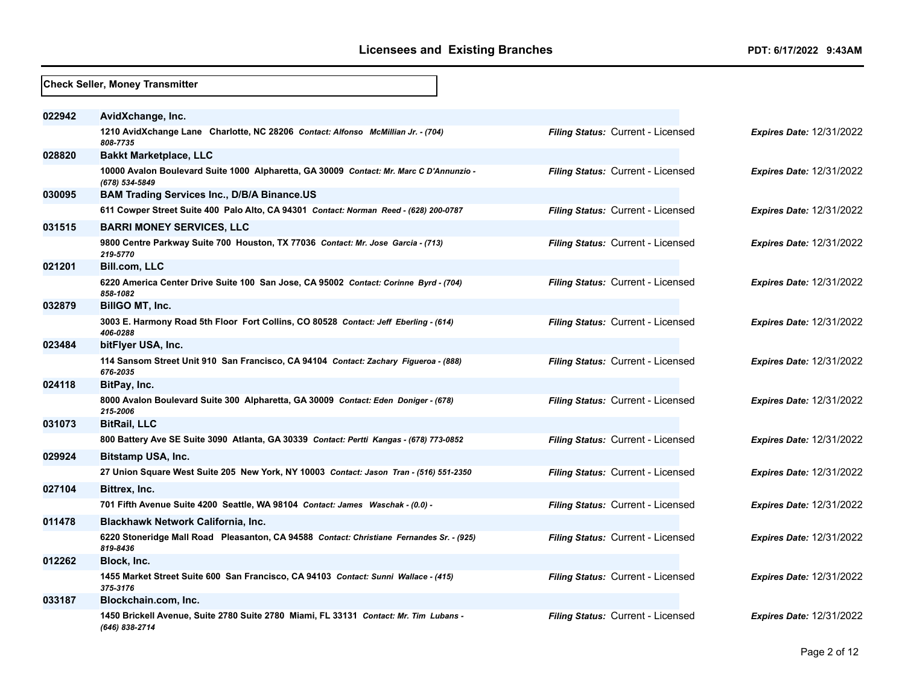## Check Seller, Money Transmitter

| License # | Licensee / Address | Filing Status | Expires Date |
|---|---|---|---|
| 022942 | **AvidXchange, Inc.** | | |
| | 1210 AvidXchange Lane Charlotte, NC 28206 *Contact: Alfonso McMillian Jr. - (704) 808-7735* | *Filing Status:* Current - Licensed | *Expires Date:* 12/31/2022 |
| 028820 | **Bakkt Marketplace, LLC** | | |
| | 10000 Avalon Boulevard Suite 1000 Alpharetta, GA 30009 *Contact: Mr. Marc C D'Annunzio - (678) 534-5849* | *Filing Status:* Current - Licensed | *Expires Date:* 12/31/2022 |
| 030095 | **BAM Trading Services Inc., D/B/A Binance.US** | | |
| | 611 Cowper Street Suite 400 Palo Alto, CA 94301 *Contact: Norman Reed - (628) 200-0787* | *Filing Status:* Current - Licensed | *Expires Date:* 12/31/2022 |
| 031515 | **BARRI MONEY SERVICES, LLC** | | |
| | 9800 Centre Parkway Suite 700 Houston, TX 77036 *Contact: Mr. Jose Garcia - (713) 219-5770* | *Filing Status:* Current - Licensed | *Expires Date:* 12/31/2022 |
| 021201 | **Bill.com, LLC** | | |
| | 6220 America Center Drive Suite 100 San Jose, CA 95002 *Contact: Corinne Byrd - (704) 858-1082* | *Filing Status:* Current - Licensed | *Expires Date:* 12/31/2022 |
| 032879 | **BillGO MT, Inc.** | | |
| | 3003 E. Harmony Road 5th Floor Fort Collins, CO 80528 *Contact: Jeff Eberling - (614) 406-0288* | *Filing Status:* Current - Licensed | *Expires Date:* 12/31/2022 |
| 023484 | **bitFlyer USA, Inc.** | | |
| | 114 Sansom Street Unit 910 San Francisco, CA 94104 *Contact: Zachary Figueroa - (888) 676-2035* | *Filing Status:* Current - Licensed | *Expires Date:* 12/31/2022 |
| 024118 | **BitPay, Inc.** | | |
| | 8000 Avalon Boulevard Suite 300 Alpharetta, GA 30009 *Contact: Eden Doniger - (678) 215-2006* | *Filing Status:* Current - Licensed | *Expires Date:* 12/31/2022 |
| 031073 | **BitRail, LLC** | | |
| | 800 Battery Ave SE Suite 3090 Atlanta, GA 30339 *Contact: Pertti Kangas - (678) 773-0852* | *Filing Status:* Current - Licensed | *Expires Date:* 12/31/2022 |
| 029924 | **Bitstamp USA, Inc.** | | |
| | 27 Union Square West Suite 205 New York, NY 10003 *Contact: Jason Tran - (516) 551-2350* | *Filing Status:* Current - Licensed | *Expires Date:* 12/31/2022 |
| 027104 | **Bittrex, Inc.** | | |
| | 701 Fifth Avenue Suite 4200 Seattle, WA 98104 *Contact: James Waschak - (0.0) -* | *Filing Status:* Current - Licensed | *Expires Date:* 12/31/2022 |
| 011478 | **Blackhawk Network California, Inc.** | | |
| | 6220 Stoneridge Mall Road Pleasanton, CA 94588 *Contact: Christiane Fernandes Sr. - (925) 819-8436* | *Filing Status:* Current - Licensed | *Expires Date:* 12/31/2022 |
| 012262 | **Block, Inc.** | | |
| | 1455 Market Street Suite 600 San Francisco, CA 94103 *Contact: Sunni Wallace - (415) 375-3176* | *Filing Status:* Current - Licensed | *Expires Date:* 12/31/2022 |
| 033187 | **Blockchain.com, Inc.** | | |
| | 1450 Brickell Avenue, Suite 2780 Suite 2780 Miami, FL 33131 *Contact: Mr. Tim Lubans - (646) 838-2714* | *Filing Status:* Current - Licensed | *Expires Date:* 12/31/2022 |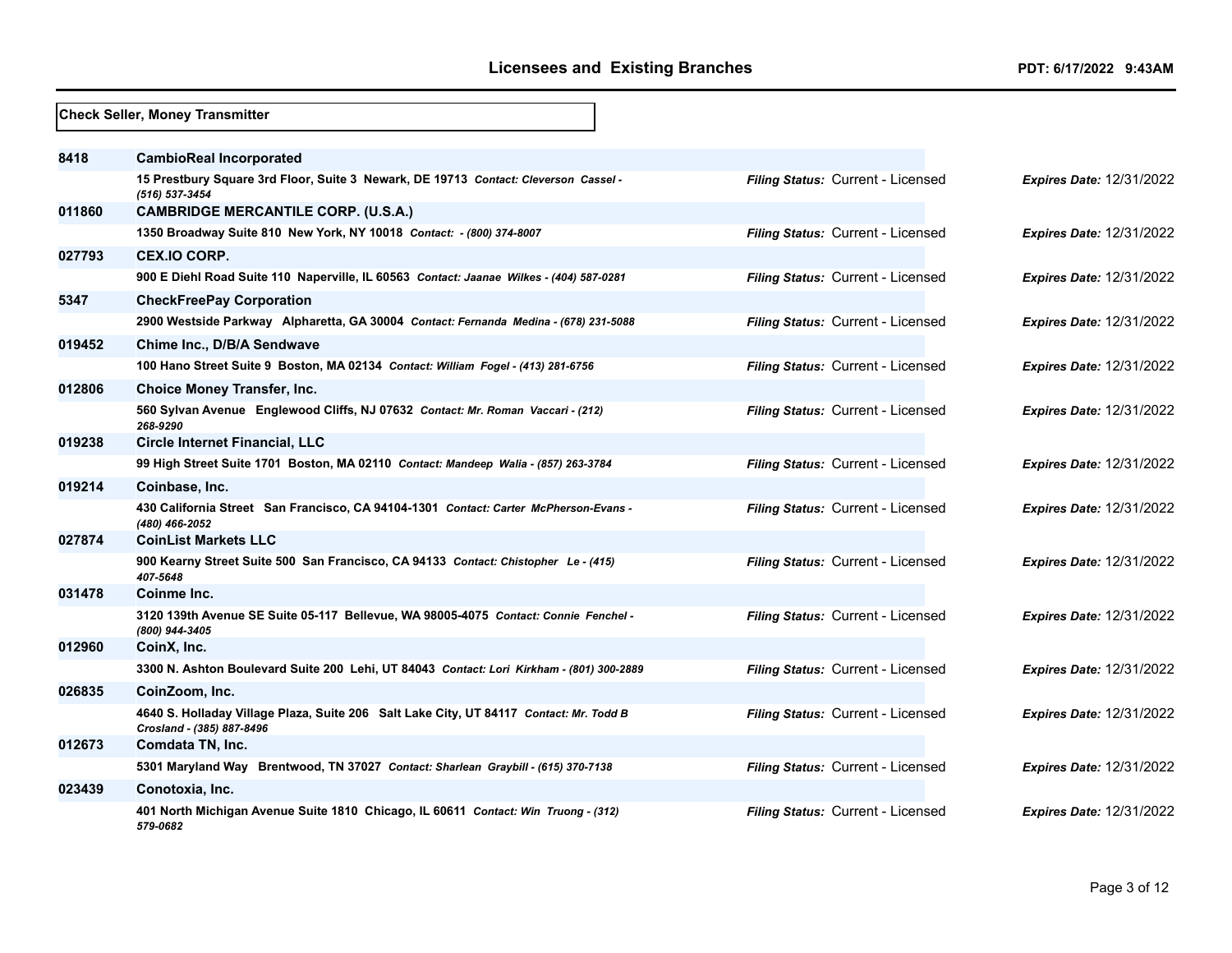## Licensees and Existing Branches

PDT: 6/17/2022 9:43AM

**Check Seller, Money Transmitter**

| ID | Name / Address | Filing Status | Expires Date |
|---|---|---|---|
| 8418 | **CambioReal Incorporated** | | |
| | 15 Prestbury Square 3rd Floor, Suite 3 Newark, DE 19713 *Contact: Cleverson Cassel - (516) 537-3454* | *Filing Status:* Current - Licensed | *Expires Date:* 12/31/2022 |
| 011860 | **CAMBRIDGE MERCANTILE CORP. (U.S.A.)** | | |
| | 1350 Broadway Suite 810 New York, NY 10018 *Contact: - (800) 374-8007* | *Filing Status:* Current - Licensed | *Expires Date:* 12/31/2022 |
| 027793 | **CEX.IO CORP.** | | |
| | 900 E Diehl Road Suite 110 Naperville, IL 60563 *Contact: Jaanae Wilkes - (404) 587-0281* | *Filing Status:* Current - Licensed | *Expires Date:* 12/31/2022 |
| 5347 | **CheckFreePay Corporation** | | |
| | 2900 Westside Parkway Alpharetta, GA 30004 *Contact: Fernanda Medina - (678) 231-5088* | *Filing Status:* Current - Licensed | *Expires Date:* 12/31/2022 |
| 019452 | **Chime Inc., D/B/A Sendwave** | | |
| | 100 Hano Street Suite 9 Boston, MA 02134 *Contact: William Fogel - (413) 281-6756* | *Filing Status:* Current - Licensed | *Expires Date:* 12/31/2022 |
| 012806 | **Choice Money Transfer, Inc.** | | |
| | 560 Sylvan Avenue Englewood Cliffs, NJ 07632 *Contact: Mr. Roman Vaccari - (212) 268-9290* | *Filing Status:* Current - Licensed | *Expires Date:* 12/31/2022 |
| 019238 | **Circle Internet Financial, LLC** | | |
| | 99 High Street Suite 1701 Boston, MA 02110 *Contact: Mandeep Walia - (857) 263-3784* | *Filing Status:* Current - Licensed | *Expires Date:* 12/31/2022 |
| 019214 | **Coinbase, Inc.** | | |
| | 430 California Street San Francisco, CA 94104-1301 *Contact: Carter McPherson-Evans - (480) 466-2052* | *Filing Status:* Current - Licensed | *Expires Date:* 12/31/2022 |
| 027874 | **CoinList Markets LLC** | | |
| | 900 Kearny Street Suite 500 San Francisco, CA 94133 *Contact: Chistopher Le - (415) 407-5648* | *Filing Status:* Current - Licensed | *Expires Date:* 12/31/2022 |
| 031478 | **Coinme Inc.** | | |
| | 3120 139th Avenue SE Suite 05-117 Bellevue, WA 98005-4075 *Contact: Connie Fenchel - (800) 944-3405* | *Filing Status:* Current - Licensed | *Expires Date:* 12/31/2022 |
| 012960 | **CoinX, Inc.** | | |
| | 3300 N. Ashton Boulevard Suite 200 Lehi, UT 84043 *Contact: Lori Kirkham - (801) 300-2889* | *Filing Status:* Current - Licensed | *Expires Date:* 12/31/2022 |
| 026835 | **CoinZoom, Inc.** | | |
| | 4640 S. Holladay Village Plaza, Suite 206 Salt Lake City, UT 84117 *Contact: Mr. Todd B Crosland - (385) 887-8496* | *Filing Status:* Current - Licensed | *Expires Date:* 12/31/2022 |
| 012673 | **Comdata TN, Inc.** | | |
| | 5301 Maryland Way Brentwood, TN 37027 *Contact: Sharlean Graybill - (615) 370-7138* | *Filing Status:* Current - Licensed | *Expires Date:* 12/31/2022 |
| 023439 | **Conotoxia, Inc.** | | |
| | 401 North Michigan Avenue Suite 1810 Chicago, IL 60611 *Contact: Win Truong - (312) 579-0682* | *Filing Status:* Current - Licensed | *Expires Date:* 12/31/2022 |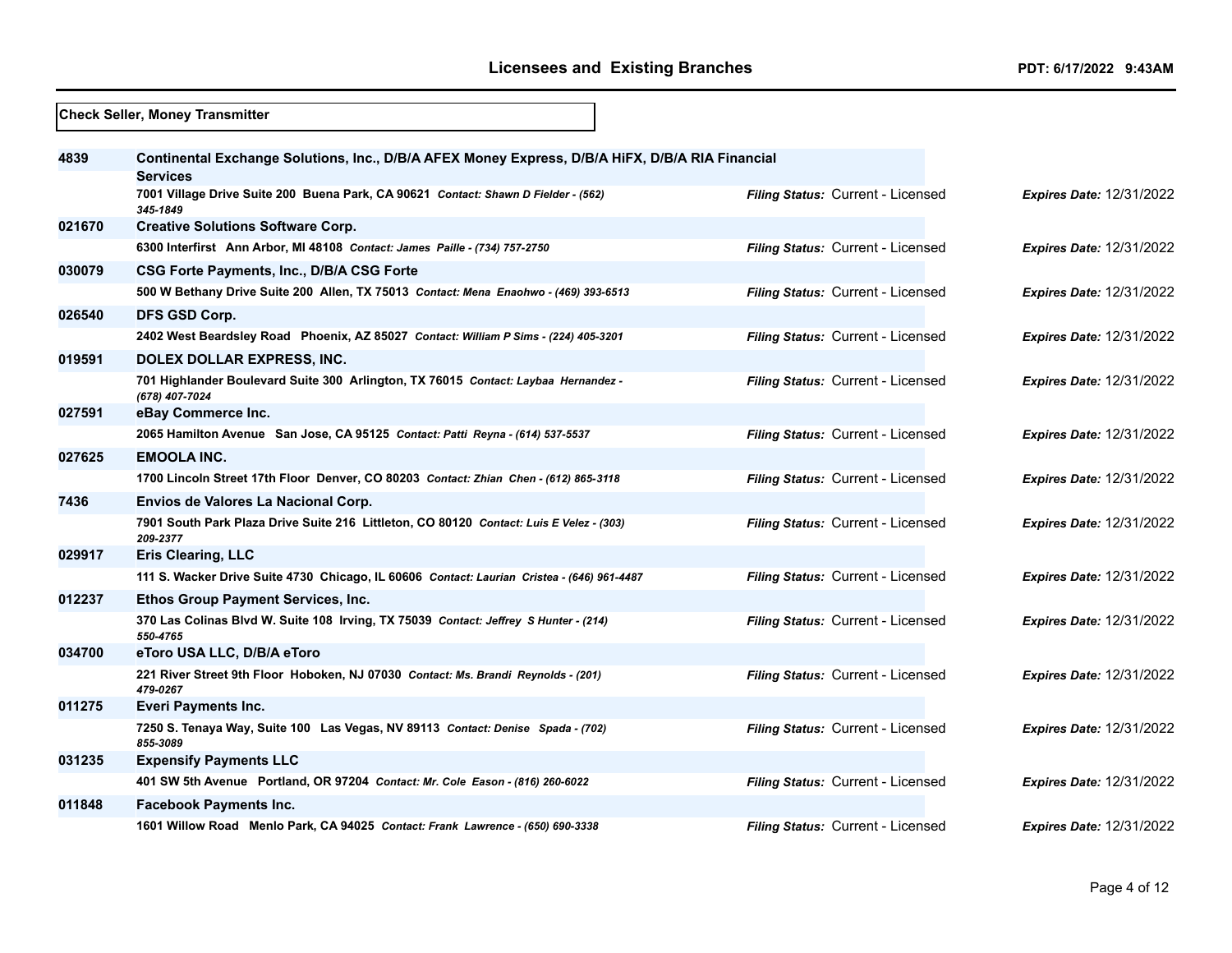## Check Seller, Money Transmitter

| License # | Licensee / Address | Filing Status | Expires Date |
|---|---|---|---|
| 4839 | **Continental Exchange Solutions, Inc., D/B/A AFEX Money Express, D/B/A HiFX, D/B/A RIA Financial Services**<br>7001 Village Drive Suite 200 Buena Park, CA 90621 *Contact: Shawn D Fielder - (562) 345-1849* | *Filing Status:* Current - Licensed | *Expires Date:* 12/31/2022 |
| 021670 | **Creative Solutions Software Corp.**<br>6300 Interfirst Ann Arbor, MI 48108 *Contact: James Paille - (734) 757-2750* | *Filing Status:* Current - Licensed | *Expires Date:* 12/31/2022 |
| 030079 | **CSG Forte Payments, Inc., D/B/A CSG Forte**<br>500 W Bethany Drive Suite 200 Allen, TX 75013 *Contact: Mena Enaohwo - (469) 393-6513* | *Filing Status:* Current - Licensed | *Expires Date:* 12/31/2022 |
| 026540 | **DFS GSD Corp.**<br>2402 West Beardsley Road Phoenix, AZ 85027 *Contact: William P Sims - (224) 405-3201* | *Filing Status:* Current - Licensed | *Expires Date:* 12/31/2022 |
| 019591 | **DOLEX DOLLAR EXPRESS, INC.**<br>701 Highlander Boulevard Suite 300 Arlington, TX 76015 *Contact: Laybaa Hernandez - (678) 407-7024* | *Filing Status:* Current - Licensed | *Expires Date:* 12/31/2022 |
| 027591 | **eBay Commerce Inc.**<br>2065 Hamilton Avenue San Jose, CA 95125 *Contact: Patti Reyna - (614) 537-5537* | *Filing Status:* Current - Licensed | *Expires Date:* 12/31/2022 |
| 027625 | **EMOOLA INC.**<br>1700 Lincoln Street 17th Floor Denver, CO 80203 *Contact: Zhian Chen - (612) 865-3118* | *Filing Status:* Current - Licensed | *Expires Date:* 12/31/2022 |
| 7436 | **Envios de Valores La Nacional Corp.**<br>7901 South Park Plaza Drive Suite 216 Littleton, CO 80120 *Contact: Luis E Velez - (303) 209-2377* | *Filing Status:* Current - Licensed | *Expires Date:* 12/31/2022 |
| 029917 | **Eris Clearing, LLC**<br>111 S. Wacker Drive Suite 4730 Chicago, IL 60606 *Contact: Laurian Cristea - (646) 961-4487* | *Filing Status:* Current - Licensed | *Expires Date:* 12/31/2022 |
| 012237 | **Ethos Group Payment Services, Inc.**<br>370 Las Colinas Blvd W. Suite 108 Irving, TX 75039 *Contact: Jeffrey S Hunter - (214) 550-4765* | *Filing Status:* Current - Licensed | *Expires Date:* 12/31/2022 |
| 034700 | **eToro USA LLC, D/B/A eToro**<br>221 River Street 9th Floor Hoboken, NJ 07030 *Contact: Ms. Brandi Reynolds - (201) 479-0267* | *Filing Status:* Current - Licensed | *Expires Date:* 12/31/2022 |
| 011275 | **Everi Payments Inc.**<br>7250 S. Tenaya Way, Suite 100 Las Vegas, NV 89113 *Contact: Denise Spada - (702) 855-3089* | *Filing Status:* Current - Licensed | *Expires Date:* 12/31/2022 |
| 031235 | **Expensify Payments LLC**<br>401 SW 5th Avenue Portland, OR 97204 *Contact: Mr. Cole Eason - (816) 260-6022* | *Filing Status:* Current - Licensed | *Expires Date:* 12/31/2022 |
| 011848 | **Facebook Payments Inc.**<br>1601 Willow Road Menlo Park, CA 94025 *Contact: Frank Lawrence - (650) 690-3338* | *Filing Status:* Current - Licensed | *Expires Date:* 12/31/2022 |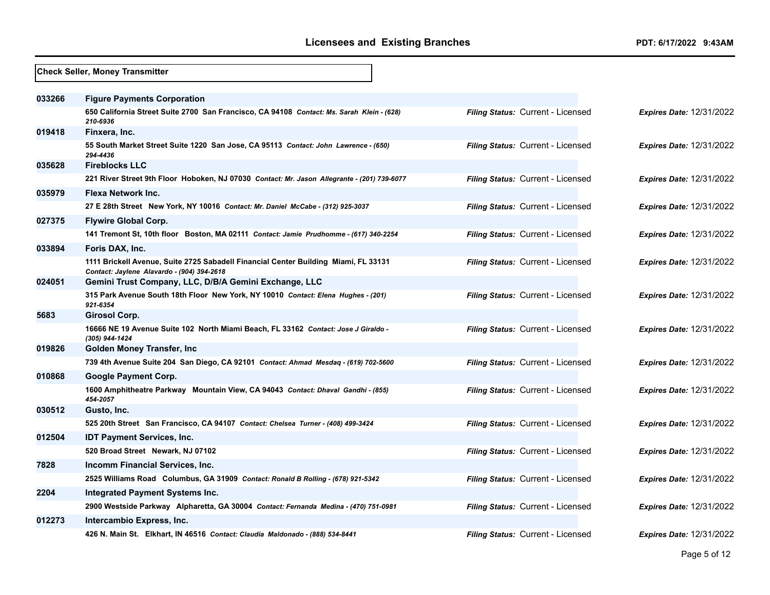**Check Seller, Money Transmitter**

| License # | Licensee / Address | Filing Status | Expires Date |
| --- | --- | --- | --- |
| 033266 | **Figure Payments Corporation**<br>650 California Street Suite 2700 San Francisco, CA 94108 *Contact: Ms. Sarah Klein - (628) 210-6936* | *Filing Status:* Current - Licensed | *Expires Date:* 12/31/2022 |
| 019418 | **Finxera, Inc.**<br>55 South Market Street Suite 1220 San Jose, CA 95113 *Contact: John Lawrence - (650) 294-4436* | *Filing Status:* Current - Licensed | *Expires Date:* 12/31/2022 |
| 035628 | **Fireblocks LLC**<br>221 River Street 9th Floor Hoboken, NJ 07030 *Contact: Mr. Jason Allegrante - (201) 739-6077* | *Filing Status:* Current - Licensed | *Expires Date:* 12/31/2022 |
| 035979 | **Flexa Network Inc.**<br>27 E 28th Street New York, NY 10016 *Contact: Mr. Daniel McCabe - (312) 925-3037* | *Filing Status:* Current - Licensed | *Expires Date:* 12/31/2022 |
| 027375 | **Flywire Global Corp.**<br>141 Tremont St, 10th floor Boston, MA 02111 *Contact: Jamie Prudhomme - (617) 340-2254* | *Filing Status:* Current - Licensed | *Expires Date:* 12/31/2022 |
| 033894 | **Foris DAX, Inc.**<br>1111 Brickell Avenue, Suite 2725 Sabadell Financial Center Building Miami, FL 33131 *Contact: Jaylene Alavardo - (904) 394-2618* | *Filing Status:* Current - Licensed | *Expires Date:* 12/31/2022 |
| 024051 | **Gemini Trust Company, LLC, D/B/A Gemini Exchange, LLC**<br>315 Park Avenue South 18th Floor New York, NY 10010 *Contact: Elena Hughes - (201) 921-6354* | *Filing Status:* Current - Licensed | *Expires Date:* 12/31/2022 |
| 5683 | **Girosol Corp.**<br>16666 NE 19 Avenue Suite 102 North Miami Beach, FL 33162 *Contact: Jose J Giraldo - (305) 944-1424* | *Filing Status:* Current - Licensed | *Expires Date:* 12/31/2022 |
| 019826 | **Golden Money Transfer, Inc**<br>739 4th Avenue Suite 204 San Diego, CA 92101 *Contact: Ahmad Mesdaq - (619) 702-5600* | *Filing Status:* Current - Licensed | *Expires Date:* 12/31/2022 |
| 010868 | **Google Payment Corp.**<br>1600 Amphitheatre Parkway Mountain View, CA 94043 *Contact: Dhaval Gandhi - (855) 454-2057* | *Filing Status:* Current - Licensed | *Expires Date:* 12/31/2022 |
| 030512 | **Gusto, Inc.**<br>525 20th Street San Francisco, CA 94107 *Contact: Chelsea Turner - (408) 499-3424* | *Filing Status:* Current - Licensed | *Expires Date:* 12/31/2022 |
| 012504 | **IDT Payment Services, Inc.**<br>520 Broad Street Newark, NJ 07102 | *Filing Status:* Current - Licensed | *Expires Date:* 12/31/2022 |
| 7828 | **Incomm Financial Services, Inc.**<br>2525 Williams Road Columbus, GA 31909 *Contact: Ronald B Rolling - (678) 921-5342* | *Filing Status:* Current - Licensed | *Expires Date:* 12/31/2022 |
| 2204 | **Integrated Payment Systems Inc.**<br>2900 Westside Parkway Alpharetta, GA 30004 *Contact: Fernanda Medina - (470) 751-0981* | *Filing Status:* Current - Licensed | *Expires Date:* 12/31/2022 |
| 012273 | **Intercambio Express, Inc.**<br>426 N. Main St. Elkhart, IN 46516 *Contact: Claudia Maldonado - (888) 534-8441* | *Filing Status:* Current - Licensed | *Expires Date:* 12/31/2022 |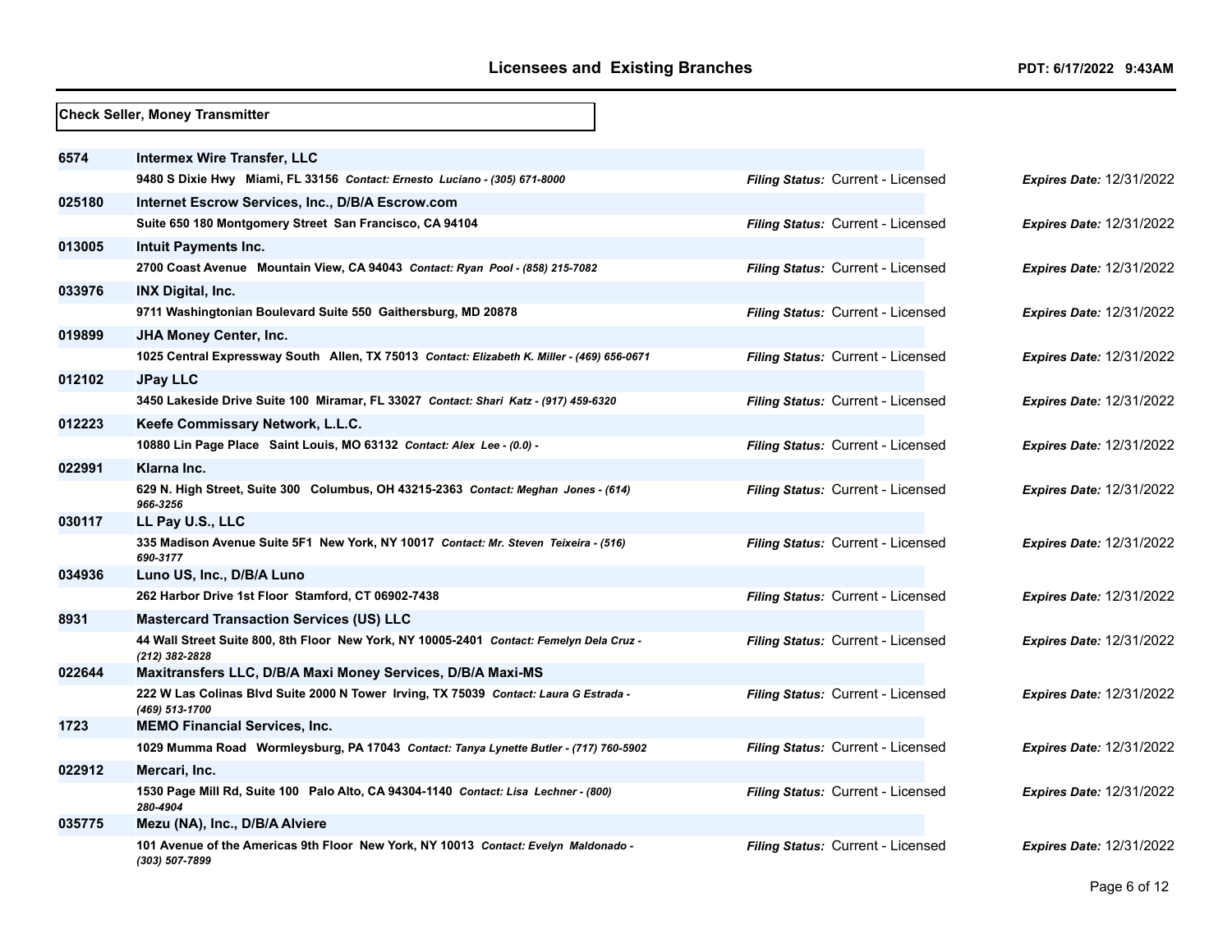**Check Seller, Money Transmitter**

| License No. | Licensee / Address | Filing Status | Expires Date |
|---|---|---|---|
| 6574 | **Intermex Wire Transfer, LLC**<br>9480 S Dixie Hwy Miami, FL 33156 *Contact: Ernesto Luciano - (305) 671-8000* | *Filing Status:* Current - Licensed | *Expires Date:* 12/31/2022 |
| 025180 | **Internet Escrow Services, Inc., D/B/A Escrow.com**<br>Suite 650 180 Montgomery Street San Francisco, CA 94104 | *Filing Status:* Current - Licensed | *Expires Date:* 12/31/2022 |
| 013005 | **Intuit Payments Inc.**<br>2700 Coast Avenue Mountain View, CA 94043 *Contact: Ryan Pool - (858) 215-7082* | *Filing Status:* Current - Licensed | *Expires Date:* 12/31/2022 |
| 033976 | **INX Digital, Inc.**<br>9711 Washingtonian Boulevard Suite 550 Gaithersburg, MD 20878 | *Filing Status:* Current - Licensed | *Expires Date:* 12/31/2022 |
| 019899 | **JHA Money Center, Inc.**<br>1025 Central Expressway South Allen, TX 75013 *Contact: Elizabeth K. Miller - (469) 656-0671* | *Filing Status:* Current - Licensed | *Expires Date:* 12/31/2022 |
| 012102 | **JPay LLC**<br>3450 Lakeside Drive Suite 100 Miramar, FL 33027 *Contact: Shari Katz - (917) 459-6320* | *Filing Status:* Current - Licensed | *Expires Date:* 12/31/2022 |
| 012223 | **Keefe Commissary Network, L.L.C.**<br>10880 Lin Page Place Saint Louis, MO 63132 *Contact: Alex Lee - (0.0) -* | *Filing Status:* Current - Licensed | *Expires Date:* 12/31/2022 |
| 022991 | **Klarna Inc.**<br>629 N. High Street, Suite 300 Columbus, OH 43215-2363 *Contact: Meghan Jones - (614) 966-3256* | *Filing Status:* Current - Licensed | *Expires Date:* 12/31/2022 |
| 030117 | **LL Pay U.S., LLC**<br>335 Madison Avenue Suite 5F1 New York, NY 10017 *Contact: Mr. Steven Teixeira - (516) 690-3177* | *Filing Status:* Current - Licensed | *Expires Date:* 12/31/2022 |
| 034936 | **Luno US, Inc., D/B/A Luno**<br>262 Harbor Drive 1st Floor Stamford, CT 06902-7438 | *Filing Status:* Current - Licensed | *Expires Date:* 12/31/2022 |
| 8931 | **Mastercard Transaction Services (US) LLC**<br>44 Wall Street Suite 800, 8th Floor New York, NY 10005-2401 *Contact: Femelyn Dela Cruz - (212) 382-2828* | *Filing Status:* Current - Licensed | *Expires Date:* 12/31/2022 |
| 022644 | **Maxitransfers LLC, D/B/A Maxi Money Services, D/B/A Maxi-MS**<br>222 W Las Colinas Blvd Suite 2000 N Tower Irving, TX 75039 *Contact: Laura G Estrada - (469) 513-1700* | *Filing Status:* Current - Licensed | *Expires Date:* 12/31/2022 |
| 1723 | **MEMO Financial Services, Inc.**<br>1029 Mumma Road Wormleysburg, PA 17043 *Contact: Tanya Lynette Butler - (717) 760-5902* | *Filing Status:* Current - Licensed | *Expires Date:* 12/31/2022 |
| 022912 | **Mercari, Inc.**<br>1530 Page Mill Rd, Suite 100 Palo Alto, CA 94304-1140 *Contact: Lisa Lechner - (800) 280-4904* | *Filing Status:* Current - Licensed | *Expires Date:* 12/31/2022 |
| 035775 | **Mezu (NA), Inc., D/B/A Alviere**<br>101 Avenue of the Americas 9th Floor New York, NY 10013 *Contact: Evelyn Maldonado - (303) 507-7899* | *Filing Status:* Current - Licensed | *Expires Date:* 12/31/2022 |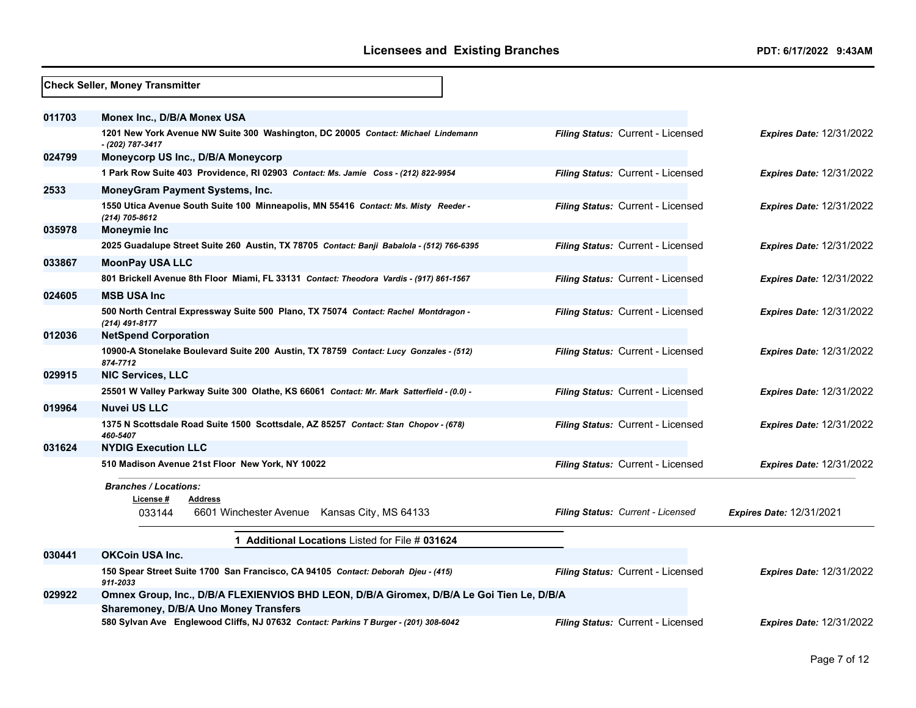## Licensees and Existing Branches

PDT: 6/17/2022 9:43AM

**Check Seller, Money Transmitter**

| License # | Licensee / Address | Filing Status | Expires Date |
|---|---|---|---|
| 011703 | **Monex Inc., D/B/A Monex USA** | | |
| | 1201 New York Avenue NW Suite 300 Washington, DC 20005 *Contact: Michael Lindemann - (202) 787-3417* | Current - Licensed | 12/31/2022 |
| 024799 | **Moneycorp US Inc., D/B/A Moneycorp** | | |
| | 1 Park Row Suite 403 Providence, RI 02903 *Contact: Ms. Jamie Coss - (212) 822-9954* | Current - Licensed | 12/31/2022 |
| 2533 | **MoneyGram Payment Systems, Inc.** | | |
| | 1550 Utica Avenue South Suite 100 Minneapolis, MN 55416 *Contact: Ms. Misty Reeder - (214) 705-8612* | Current - Licensed | 12/31/2022 |
| 035978 | **Moneymie Inc** | | |
| | 2025 Guadalupe Street Suite 260 Austin, TX 78705 *Contact: Banji Babalola - (512) 766-6395* | Current - Licensed | 12/31/2022 |
| 033867 | **MoonPay USA LLC** | | |
| | 801 Brickell Avenue 8th Floor Miami, FL 33131 *Contact: Theodora Vardis - (917) 861-1567* | Current - Licensed | 12/31/2022 |
| 024605 | **MSB USA Inc** | | |
| | 500 North Central Expressway Suite 500 Plano, TX 75074 *Contact: Rachel Montdragon - (214) 491-8177* | Current - Licensed | 12/31/2022 |
| 012036 | **NetSpend Corporation** | | |
| | 10900-A Stonelake Boulevard Suite 200 Austin, TX 78759 *Contact: Lucy Gonzales - (512) 874-7712* | Current - Licensed | 12/31/2022 |
| 029915 | **NIC Services, LLC** | | |
| | 25501 W Valley Parkway Suite 300 Olathe, KS 66061 *Contact: Mr. Mark Satterfield - (0.0) -* | Current - Licensed | 12/31/2022 |
| 019964 | **Nuvei US LLC** | | |
| | 1375 N Scottsdale Road Suite 1500 Scottsdale, AZ 85257 *Contact: Stan Chopov - (678) 460-5407* | Current - Licensed | 12/31/2022 |
| 031624 | **NYDIG Execution LLC** | | |
| | 510 Madison Avenue 21st Floor New York, NY 10022 | Current - Licensed | 12/31/2022 |

*Branches / Locations:*

| License # | Address | Filing Status | Expires Date |
|---|---|---|---|
| 033144 | 6601 Winchester Avenue Kansas City, MS 64133 | *Current - Licensed* | 12/31/2021 |

**1 Additional Locations** Listed for File # **031624**

| License # | Licensee / Address | Filing Status | Expires Date |
|---|---|---|---|
| 030441 | **OKCoin USA Inc.** | | |
| | 150 Spear Street Suite 1700 San Francisco, CA 94105 *Contact: Deborah Djeu - (415) 911-2033* | Current - Licensed | 12/31/2022 |
| 029922 | **Omnex Group, Inc., D/B/A FLEXIENVIOS BHD LEON, D/B/A Giromex, D/B/A Le Goi Tien Le, D/B/A Sharemoney, D/B/A Uno Money Transfers** | | |
| | 580 Sylvan Ave Englewood Cliffs, NJ 07632 *Contact: Parkins T Burger - (201) 308-6042* | Current - Licensed | 12/31/2022 |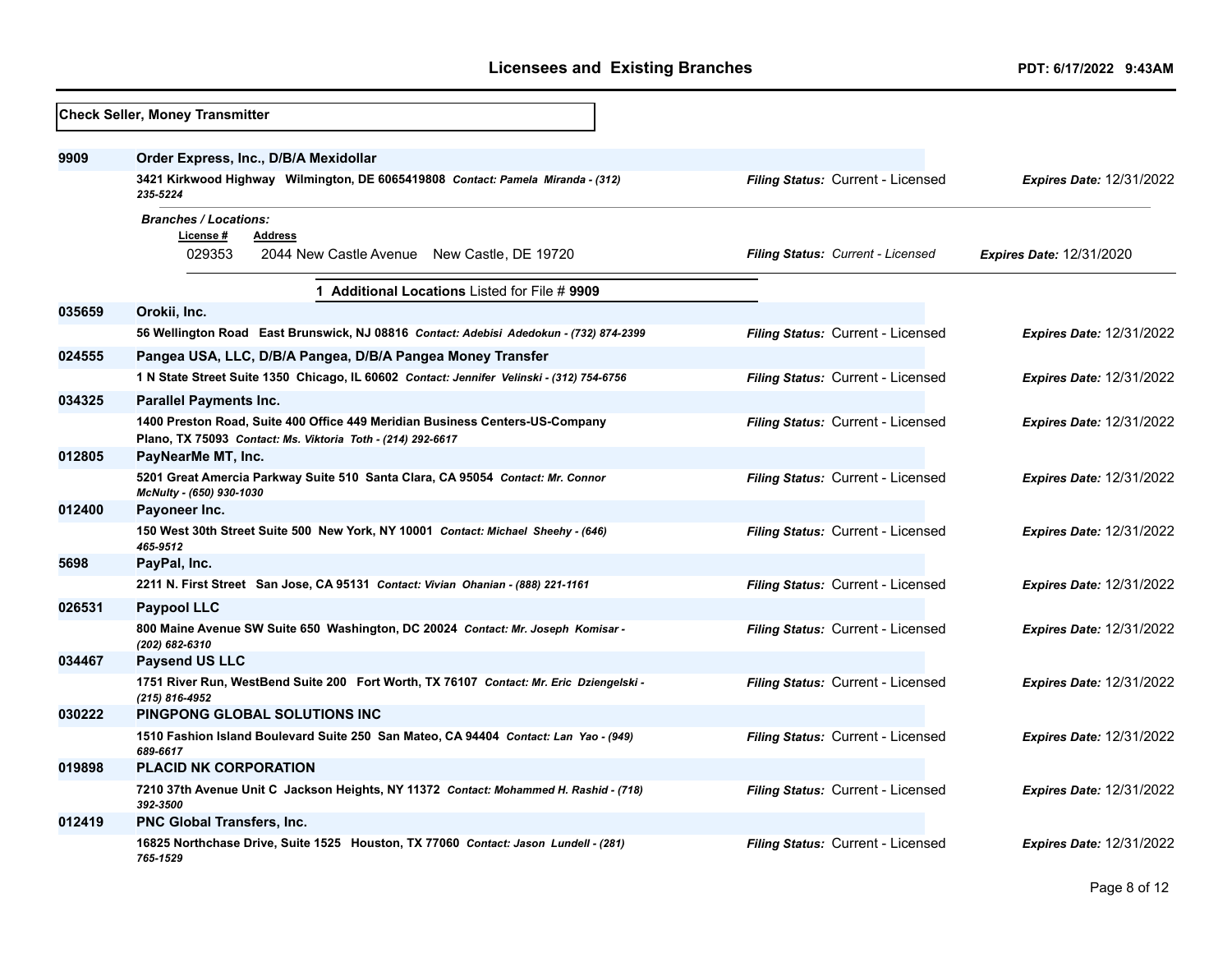# Licensees and Existing Branches

PDT: 6/17/2022 9:43AM

**Check Seller, Money Transmitter**

**9909** **Order Express, Inc., D/B/A Mexidollar**

**3421 Kirkwood Highway Wilmington, DE 6065419808** *Contact: Pamela Miranda - (312) 235-5224*

*Filing Status:* Current - Licensed *Expires Date:* 12/31/2022

*Branches / Locations:*

| License # | Address | Filing Status | Expires Date |
|---|---|---|---|
| 029353 | 2044 New Castle Avenue New Castle, DE 19720 | Current - Licensed | 12/31/2020 |

**1 Additional Locations** Listed for File # **9909**

**035659** **Orokii, Inc.**

**56 Wellington Road East Brunswick, NJ 08816** *Contact: Adebisi Adedokun - (732) 874-2399*

*Filing Status:* Current - Licensed *Expires Date:* 12/31/2022

**024555** **Pangea USA, LLC, D/B/A Pangea, D/B/A Pangea Money Transfer**

**1 N State Street Suite 1350 Chicago, IL 60602** *Contact: Jennifer Velinski - (312) 754-6756*

*Filing Status:* Current - Licensed *Expires Date:* 12/31/2022

**034325** **Parallel Payments Inc.**

**1400 Preston Road, Suite 400 Office 449 Meridian Business Centers-US-Company Plano, TX 75093** *Contact: Ms. Viktoria Toth - (214) 292-6617*

*Filing Status:* Current - Licensed *Expires Date:* 12/31/2022

**012805** **PayNearMe MT, Inc.**

**5201 Great Amercia Parkway Suite 510 Santa Clara, CA 95054** *Contact: Mr. Connor McNulty - (650) 930-1030*

*Filing Status:* Current - Licensed *Expires Date:* 12/31/2022

**012400** **Payoneer Inc.**

**150 West 30th Street Suite 500 New York, NY 10001** *Contact: Michael Sheehy - (646) 465-9512*

*Filing Status:* Current - Licensed *Expires Date:* 12/31/2022

**5698** **PayPal, Inc.**

**2211 N. First Street San Jose, CA 95131** *Contact: Vivian Ohanian - (888) 221-1161*

*Filing Status:* Current - Licensed *Expires Date:* 12/31/2022

**026531** **Paypool LLC**

**800 Maine Avenue SW Suite 650 Washington, DC 20024** *Contact: Mr. Joseph Komisar - (202) 682-6310*

*Filing Status:* Current - Licensed *Expires Date:* 12/31/2022

**034467** **Paysend US LLC**

**1751 River Run, WestBend Suite 200 Fort Worth, TX 76107** *Contact: Mr. Eric Dziengelski - (215) 816-4952*

*Filing Status:* Current - Licensed *Expires Date:* 12/31/2022

**030222** **PINGPONG GLOBAL SOLUTIONS INC**

**1510 Fashion Island Boulevard Suite 250 San Mateo, CA 94404** *Contact: Lan Yao - (949) 689-6617*

*Filing Status:* Current - Licensed *Expires Date:* 12/31/2022

**019898** **PLACID NK CORPORATION**

**7210 37th Avenue Unit C Jackson Heights, NY 11372** *Contact: Mohammed H. Rashid - (718) 392-3500*

*Filing Status:* Current - Licensed *Expires Date:* 12/31/2022

**012419** **PNC Global Transfers, Inc.**

**16825 Northchase Drive, Suite 1525 Houston, TX 77060** *Contact: Jason Lundell - (281) 765-1529*

*Filing Status:* Current - Licensed *Expires Date:* 12/31/2022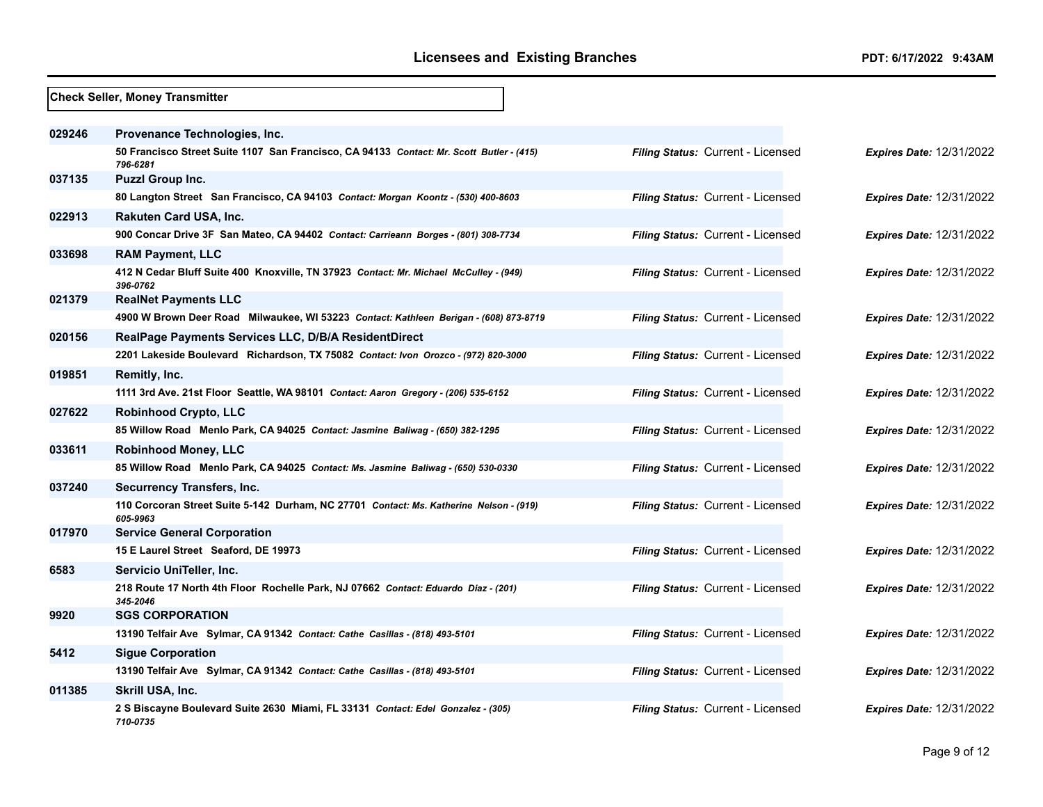**Check Seller, Money Transmitter**

| License # | Licensee | Filing Status | Expires Date |
|---|---|---|---|
| 029246 | **Provenance Technologies, Inc.**<br>50 Francisco Street Suite 1107 San Francisco, CA 94133 *Contact: Mr. Scott Butler - (415) 796-6281* | *Filing Status:* Current - Licensed | *Expires Date:* 12/31/2022 |
| 037135 | **Puzzl Group Inc.**<br>80 Langton Street San Francisco, CA 94103 *Contact: Morgan Koontz - (530) 400-8603* | *Filing Status:* Current - Licensed | *Expires Date:* 12/31/2022 |
| 022913 | **Rakuten Card USA, Inc.**<br>900 Concar Drive 3F San Mateo, CA 94402 *Contact: Carrieann Borges - (801) 308-7734* | *Filing Status:* Current - Licensed | *Expires Date:* 12/31/2022 |
| 033698 | **RAM Payment, LLC**<br>412 N Cedar Bluff Suite 400 Knoxville, TN 37923 *Contact: Mr. Michael McCulley - (949) 396-0762* | *Filing Status:* Current - Licensed | *Expires Date:* 12/31/2022 |
| 021379 | **RealNet Payments LLC**<br>4900 W Brown Deer Road Milwaukee, WI 53223 *Contact: Kathleen Berigan - (608) 873-8719* | *Filing Status:* Current - Licensed | *Expires Date:* 12/31/2022 |
| 020156 | **RealPage Payments Services LLC, D/B/A ResidentDirect**<br>2201 Lakeside Boulevard Richardson, TX 75082 *Contact: Ivon Orozco - (972) 820-3000* | *Filing Status:* Current - Licensed | *Expires Date:* 12/31/2022 |
| 019851 | **Remitly, Inc.**<br>1111 3rd Ave. 21st Floor Seattle, WA 98101 *Contact: Aaron Gregory - (206) 535-6152* | *Filing Status:* Current - Licensed | *Expires Date:* 12/31/2022 |
| 027622 | **Robinhood Crypto, LLC**<br>85 Willow Road Menlo Park, CA 94025 *Contact: Jasmine Baliwag - (650) 382-1295* | *Filing Status:* Current - Licensed | *Expires Date:* 12/31/2022 |
| 033611 | **Robinhood Money, LLC**<br>85 Willow Road Menlo Park, CA 94025 *Contact: Ms. Jasmine Baliwag - (650) 530-0330* | *Filing Status:* Current - Licensed | *Expires Date:* 12/31/2022 |
| 037240 | **Securrency Transfers, Inc.**<br>110 Corcoran Street Suite 5-142 Durham, NC 27701 *Contact: Ms. Katherine Nelson - (919) 605-9963* | *Filing Status:* Current - Licensed | *Expires Date:* 12/31/2022 |
| 017970 | **Service General Corporation**<br>15 E Laurel Street Seaford, DE 19973 | *Filing Status:* Current - Licensed | *Expires Date:* 12/31/2022 |
| 6583 | **Servicio UniTeller, Inc.**<br>218 Route 17 North 4th Floor Rochelle Park, NJ 07662 *Contact: Eduardo Diaz - (201) 345-2046* | *Filing Status:* Current - Licensed | *Expires Date:* 12/31/2022 |
| 9920 | **SGS CORPORATION**<br>13190 Telfair Ave Sylmar, CA 91342 *Contact: Cathe Casillas - (818) 493-5101* | *Filing Status:* Current - Licensed | *Expires Date:* 12/31/2022 |
| 5412 | **Sigue Corporation**<br>13190 Telfair Ave Sylmar, CA 91342 *Contact: Cathe Casillas - (818) 493-5101* | *Filing Status:* Current - Licensed | *Expires Date:* 12/31/2022 |
| 011385 | **Skrill USA, Inc.**<br>2 S Biscayne Boulevard Suite 2630 Miami, FL 33131 *Contact: Edel Gonzalez - (305) 710-0735* | *Filing Status:* Current - Licensed | *Expires Date:* 12/31/2022 |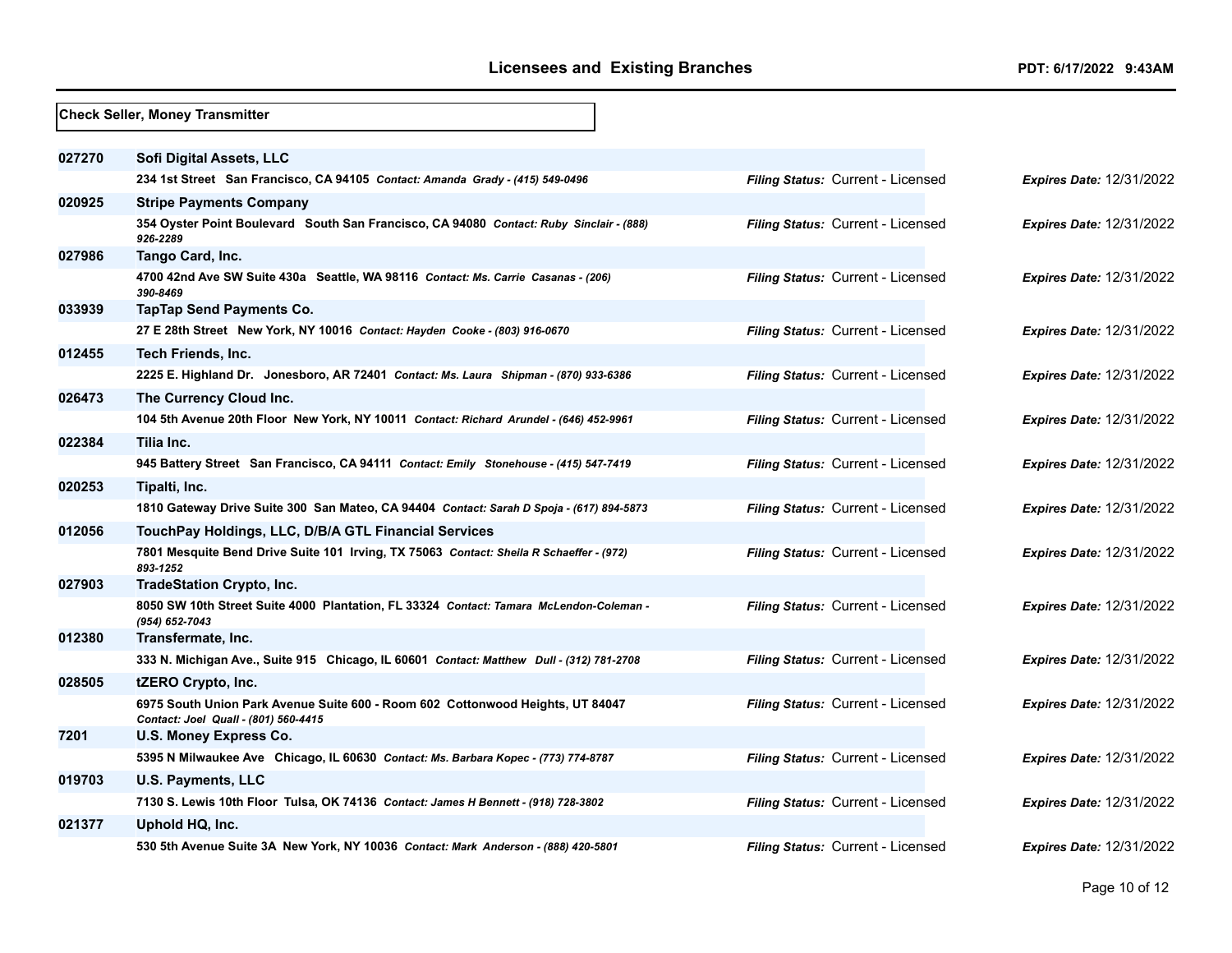**Check Seller, Money Transmitter**

| License # | Licensee / Address | Filing Status | Expires Date |
|---|---|---|---|
| 027270 | **Sofi Digital Assets, LLC** | | |
| | 234 1st Street San Francisco, CA 94105 *Contact: Amanda Grady - (415) 549-0496* | *Filing Status:* Current - Licensed | *Expires Date:* 12/31/2022 |
| 020925 | **Stripe Payments Company** | | |
| | 354 Oyster Point Boulevard South San Francisco, CA 94080 *Contact: Ruby Sinclair - (888) 926-2289* | *Filing Status:* Current - Licensed | *Expires Date:* 12/31/2022 |
| 027986 | **Tango Card, Inc.** | | |
| | 4700 42nd Ave SW Suite 430a Seattle, WA 98116 *Contact: Ms. Carrie Casanas - (206) 390-8469* | *Filing Status:* Current - Licensed | *Expires Date:* 12/31/2022 |
| 033939 | **TapTap Send Payments Co.** | | |
| | 27 E 28th Street New York, NY 10016 *Contact: Hayden Cooke - (803) 916-0670* | *Filing Status:* Current - Licensed | *Expires Date:* 12/31/2022 |
| 012455 | **Tech Friends, Inc.** | | |
| | 2225 E. Highland Dr. Jonesboro, AR 72401 *Contact: Ms. Laura Shipman - (870) 933-6386* | *Filing Status:* Current - Licensed | *Expires Date:* 12/31/2022 |
| 026473 | **The Currency Cloud Inc.** | | |
| | 104 5th Avenue 20th Floor New York, NY 10011 *Contact: Richard Arundel - (646) 452-9961* | *Filing Status:* Current - Licensed | *Expires Date:* 12/31/2022 |
| 022384 | **Tilia Inc.** | | |
| | 945 Battery Street San Francisco, CA 94111 *Contact: Emily Stonehouse - (415) 547-7419* | *Filing Status:* Current - Licensed | *Expires Date:* 12/31/2022 |
| 020253 | **Tipalti, Inc.** | | |
| | 1810 Gateway Drive Suite 300 San Mateo, CA 94404 *Contact: Sarah D Spoja - (617) 894-5873* | *Filing Status:* Current - Licensed | *Expires Date:* 12/31/2022 |
| 012056 | **TouchPay Holdings, LLC, D/B/A GTL Financial Services** | | |
| | 7801 Mesquite Bend Drive Suite 101 Irving, TX 75063 *Contact: Sheila R Schaeffer - (972) 893-1252* | *Filing Status:* Current - Licensed | *Expires Date:* 12/31/2022 |
| 027903 | **TradeStation Crypto, Inc.** | | |
| | 8050 SW 10th Street Suite 4000 Plantation, FL 33324 *Contact: Tamara McLendon-Coleman - (954) 652-7043* | *Filing Status:* Current - Licensed | *Expires Date:* 12/31/2022 |
| 012380 | **Transfermate, Inc.** | | |
| | 333 N. Michigan Ave., Suite 915 Chicago, IL 60601 *Contact: Matthew Dull - (312) 781-2708* | *Filing Status:* Current - Licensed | *Expires Date:* 12/31/2022 |
| 028505 | **tZERO Crypto, Inc.** | | |
| | 6975 South Union Park Avenue Suite 600 - Room 602 Cottonwood Heights, UT 84047 *Contact: Joel Quall - (801) 560-4415* | *Filing Status:* Current - Licensed | *Expires Date:* 12/31/2022 |
| 7201 | **U.S. Money Express Co.** | | |
| | 5395 N Milwaukee Ave Chicago, IL 60630 *Contact: Ms. Barbara Kopec - (773) 774-8787* | *Filing Status:* Current - Licensed | *Expires Date:* 12/31/2022 |
| 019703 | **U.S. Payments, LLC** | | |
| | 7130 S. Lewis 10th Floor Tulsa, OK 74136 *Contact: James H Bennett - (918) 728-3802* | *Filing Status:* Current - Licensed | *Expires Date:* 12/31/2022 |
| 021377 | **Uphold HQ, Inc.** | | |
| | 530 5th Avenue Suite 3A New York, NY 10036 *Contact: Mark Anderson - (888) 420-5801* | *Filing Status:* Current - Licensed | *Expires Date:* 12/31/2022 |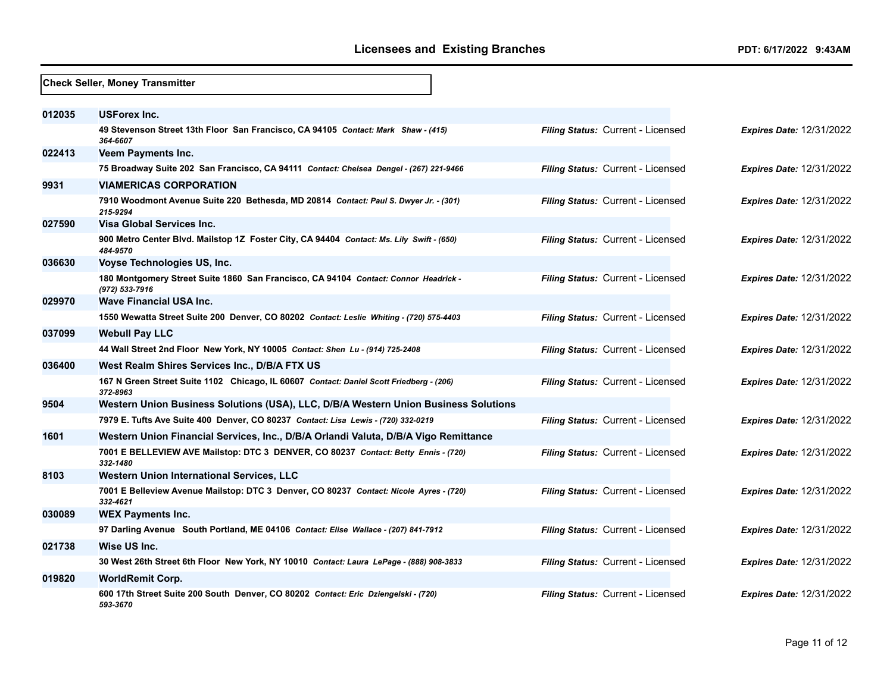## Licensees and Existing Branches

PDT: 6/17/2022 9:43AM

**Check Seller, Money Transmitter**

| ID | Licensee | Filing Status | Expires Date |
|---|---|---|---|
| 012035 | **USForex Inc.**<br>49 Stevenson Street 13th Floor San Francisco, CA 94105 *Contact: Mark Shaw - (415) 364-6607* | *Filing Status:* Current - Licensed | *Expires Date:* 12/31/2022 |
| 022413 | **Veem Payments Inc.**<br>75 Broadway Suite 202 San Francisco, CA 94111 *Contact: Chelsea Dengel - (267) 221-9466* | *Filing Status:* Current - Licensed | *Expires Date:* 12/31/2022 |
| 9931 | **VIAMERICAS CORPORATION**<br>7910 Woodmont Avenue Suite 220 Bethesda, MD 20814 *Contact: Paul S. Dwyer Jr. - (301) 215-9294* | *Filing Status:* Current - Licensed | *Expires Date:* 12/31/2022 |
| 027590 | **Visa Global Services Inc.**<br>900 Metro Center Blvd. Mailstop 1Z Foster City, CA 94404 *Contact: Ms. Lily Swift - (650) 484-9570* | *Filing Status:* Current - Licensed | *Expires Date:* 12/31/2022 |
| 036630 | **Voyse Technologies US, Inc.**<br>180 Montgomery Street Suite 1860 San Francisco, CA 94104 *Contact: Connor Headrick - (972) 533-7916* | *Filing Status:* Current - Licensed | *Expires Date:* 12/31/2022 |
| 029970 | **Wave Financial USA Inc.**<br>1550 Wewatta Street Suite 200 Denver, CO 80202 *Contact: Leslie Whiting - (720) 575-4403* | *Filing Status:* Current - Licensed | *Expires Date:* 12/31/2022 |
| 037099 | **Webull Pay LLC**<br>44 Wall Street 2nd Floor New York, NY 10005 *Contact: Shen Lu - (914) 725-2408* | *Filing Status:* Current - Licensed | *Expires Date:* 12/31/2022 |
| 036400 | **West Realm Shires Services Inc., D/B/A FTX US**<br>167 N Green Street Suite 1102 Chicago, IL 60607 *Contact: Daniel Scott Friedberg - (206) 372-8963* | *Filing Status:* Current - Licensed | *Expires Date:* 12/31/2022 |
| 9504 | **Western Union Business Solutions (USA), LLC, D/B/A Western Union Business Solutions**<br>7979 E. Tufts Ave Suite 400 Denver, CO 80237 *Contact: Lisa Lewis - (720) 332-0219* | *Filing Status:* Current - Licensed | *Expires Date:* 12/31/2022 |
| 1601 | **Western Union Financial Services, Inc., D/B/A Orlandi Valuta, D/B/A Vigo Remittance**<br>7001 E BELLEVIEW AVE Mailstop: DTC 3 DENVER, CO 80237 *Contact: Betty Ennis - (720) 332-1480* | *Filing Status:* Current - Licensed | *Expires Date:* 12/31/2022 |
| 8103 | **Western Union International Services, LLC**<br>7001 E Belleview Avenue Mailstop: DTC 3 Denver, CO 80237 *Contact: Nicole Ayres - (720) 332-4621* | *Filing Status:* Current - Licensed | *Expires Date:* 12/31/2022 |
| 030089 | **WEX Payments Inc.**<br>97 Darling Avenue South Portland, ME 04106 *Contact: Elise Wallace - (207) 841-7912* | *Filing Status:* Current - Licensed | *Expires Date:* 12/31/2022 |
| 021738 | **Wise US Inc.**<br>30 West 26th Street 6th Floor New York, NY 10010 *Contact: Laura LePage - (888) 908-3833* | *Filing Status:* Current - Licensed | *Expires Date:* 12/31/2022 |
| 019820 | **WorldRemit Corp.**<br>600 17th Street Suite 200 South Denver, CO 80202 *Contact: Eric Dziengelski - (720) 593-3670* | *Filing Status:* Current - Licensed | *Expires Date:* 12/31/2022 |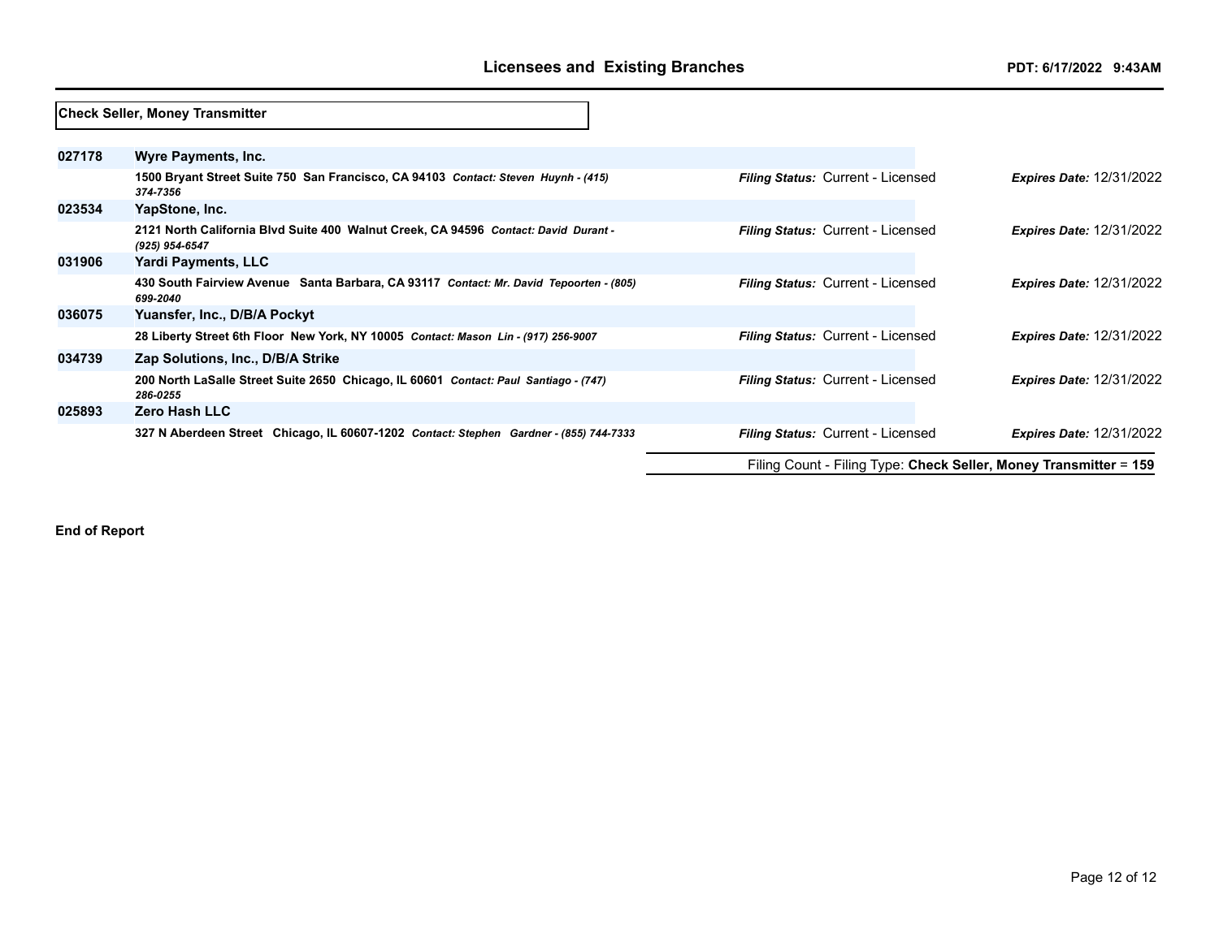**Check Seller, Money Transmitter**

| | | | |
|---|---|---|---|
| **027178** | **Wyre Payments, Inc.** | | |
| | **1500 Bryant Street Suite 750 San Francisco, CA 94103** *Contact: Steven Huynh - (415) 374-7356* | *Filing Status:* Current - Licensed | *Expires Date:* 12/31/2022 |
| **023534** | **YapStone, Inc.** | | |
| | **2121 North California Blvd Suite 400 Walnut Creek, CA 94596** *Contact: David Durant - (925) 954-6547* | *Filing Status:* Current - Licensed | *Expires Date:* 12/31/2022 |
| **031906** | **Yardi Payments, LLC** | | |
| | **430 South Fairview Avenue Santa Barbara, CA 93117** *Contact: Mr. David Tepoorten - (805) 699-2040* | *Filing Status:* Current - Licensed | *Expires Date:* 12/31/2022 |
| **036075** | **Yuansfer, Inc., D/B/A Pockyt** | | |
| | **28 Liberty Street 6th Floor New York, NY 10005** *Contact: Mason Lin - (917) 256-9007* | *Filing Status:* Current - Licensed | *Expires Date:* 12/31/2022 |
| **034739** | **Zap Solutions, Inc., D/B/A Strike** | | |
| | **200 North LaSalle Street Suite 2650 Chicago, IL 60601** *Contact: Paul Santiago - (747) 286-0255* | *Filing Status:* Current - Licensed | *Expires Date:* 12/31/2022 |
| **025893** | **Zero Hash LLC** | | |
| | **327 N Aberdeen Street Chicago, IL 60607-1202** *Contact: Stephen Gardner - (855) 744-7333* | *Filing Status:* Current - Licensed | *Expires Date:* 12/31/2022 |

Filing Count - Filing Type: **Check Seller, Money Transmitter** = **159**

**End of Report**